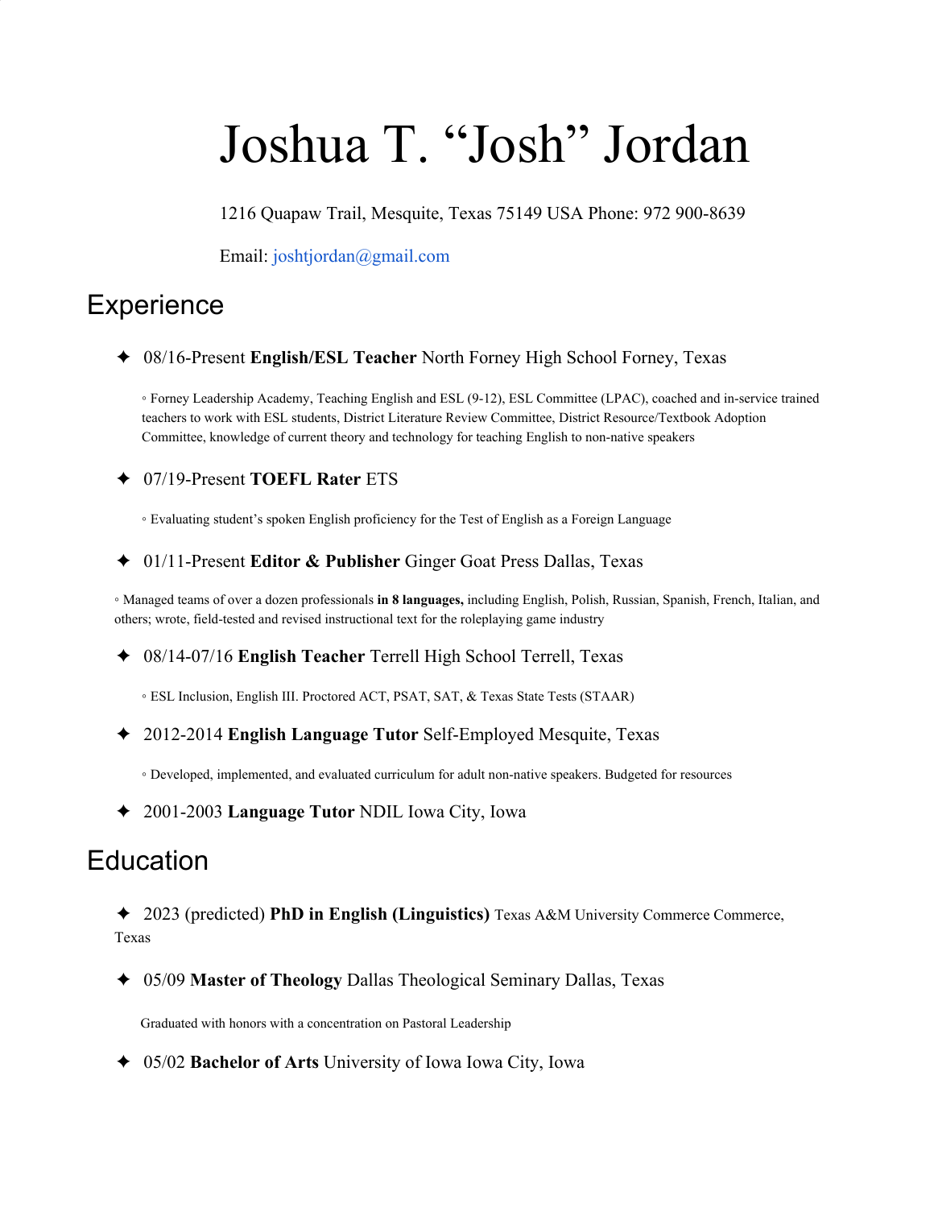# Joshua T. "Josh" Jordan

1216 Quapaw Trail, Mesquite, Texas 75149 USA Phone: 972 900-8639

Email: joshtjordan@gmail.com

## Experience

✦ 08/16-Present **English/ESL Teacher** North Forney High School Forney, Texas

◦ Forney Leadership Academy, Teaching English and ESL (9-12), ESL Committee (LPAC), coached and in-service trained teachers to work with ESL students, District Literature Review Committee, District Resource/Textbook Adoption Committee, knowledge of current theory and technology for teaching English to non-native speakers

✦ 07/19-Present **TOEFL Rater** ETS

◦ Evaluating student's spoken English proficiency for the Test of English as a Foreign Language

✦ 01/11-Present **Editor & Publisher** Ginger Goat Press Dallas, Texas

◦ Managed teams of over a dozen professionals **in 8 languages,** including English, Polish, Russian, Spanish, French, Italian, and others; wrote, field-tested and revised instructional text for the roleplaying game industry

✦ 08/14-07/16 **English Teacher** Terrell High School Terrell, Texas

◦ ESL Inclusion, English III. Proctored ACT, PSAT, SAT, & Texas State Tests (STAAR)

✦ 2012-2014 **English Language Tutor** Self-Employed Mesquite, Texas

◦ Developed, implemented, and evaluated curriculum for adult non-native speakers. Budgeted for resources

✦ 2001-2003 **Language Tutor** NDIL Iowa City, Iowa

## Education

✦ 2023 (predicted) **PhD in English (Linguistics)** Texas A&M University Commerce Commerce, Texas

✦ 05/09 **Master of Theology** Dallas Theological Seminary Dallas, Texas

Graduated with honors with a concentration on Pastoral Leadership

✦ 05/02 **Bachelor of Arts** University of Iowa Iowa City, Iowa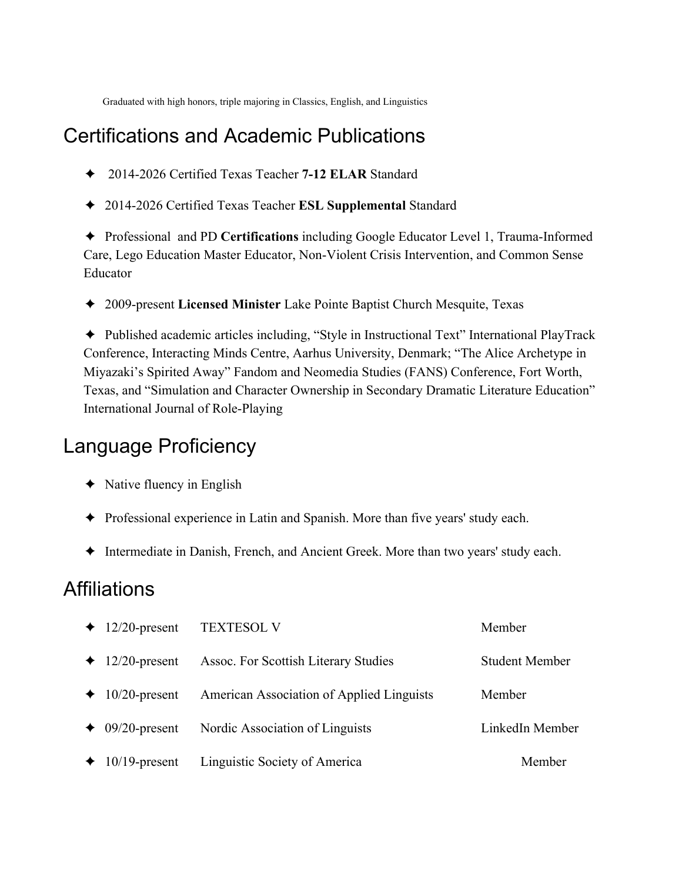Graduated with high honors, triple majoring in Classics, English, and Linguistics

## Certifications and Academic Publications

- 2014-2026 Certified Texas Teacher **7-12 ELAR** Standard
- 2014-2026 Certified Texas Teacher **ESL Supplemental** Standard
- Professional and PD **Certifications** including Google Educator Level 1, Trauma-Informed Care, Lego Education Master Educator, Non-Violent Crisis Intervention, and Common Sense Educator
- 2009-present **Licensed Minister** Lake Pointe Baptist Church Mesquite, Texas
- Published academic articles including, "Style in Instructional Text" International PlayTrack Conference, Interacting Minds Centre, Aarhus University, Denmark; "The Alice Archetype in Miyazaki's Spirited Away" Fandom and Neomedia Studies (FANS) Conference, Fort Worth, Texas, and "Simulation and Character Ownership in Secondary Dramatic Literature Education" International Journal of Role-Playing

## Language Proficiency

- Native fluency in English
- Professional experience in Latin and Spanish. More than five years' study each.
- Intermediate in Danish, French, and Ancient Greek. More than two years' study each.

## Affiliations

| Dates | Organization | Role |
|---|---|---|
| 12/20-present | TEXTESOL V | Member |
| 12/20-present | Assoc. For Scottish Literary Studies | Student Member |
| 10/20-present | American Association of Applied Linguists | Member |
| 09/20-present | Nordic Association of Linguists | LinkedIn Member |
| 10/19-present | Linguistic Society of America | Member |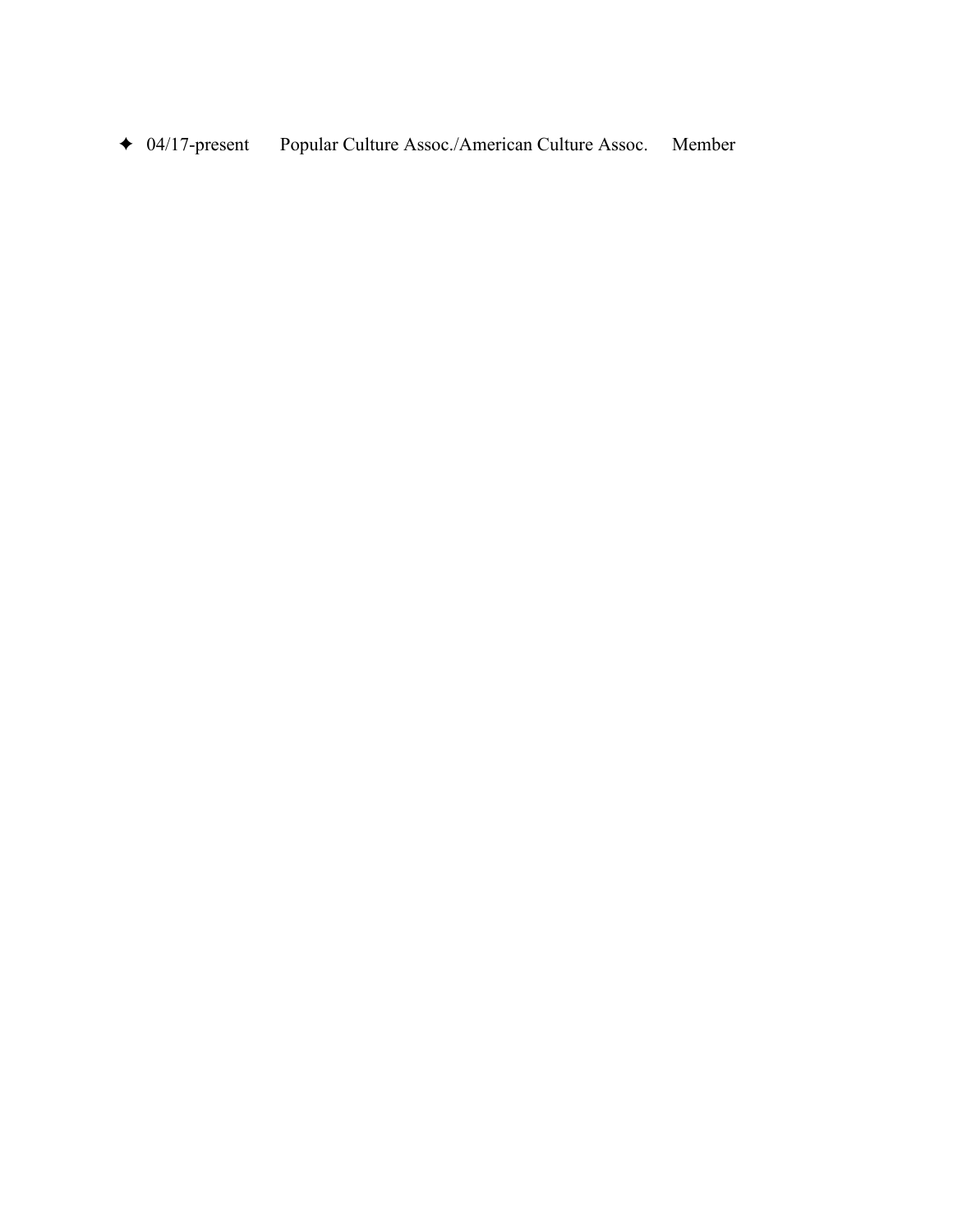- 04/17-present Popular Culture Assoc./American Culture Assoc. Member